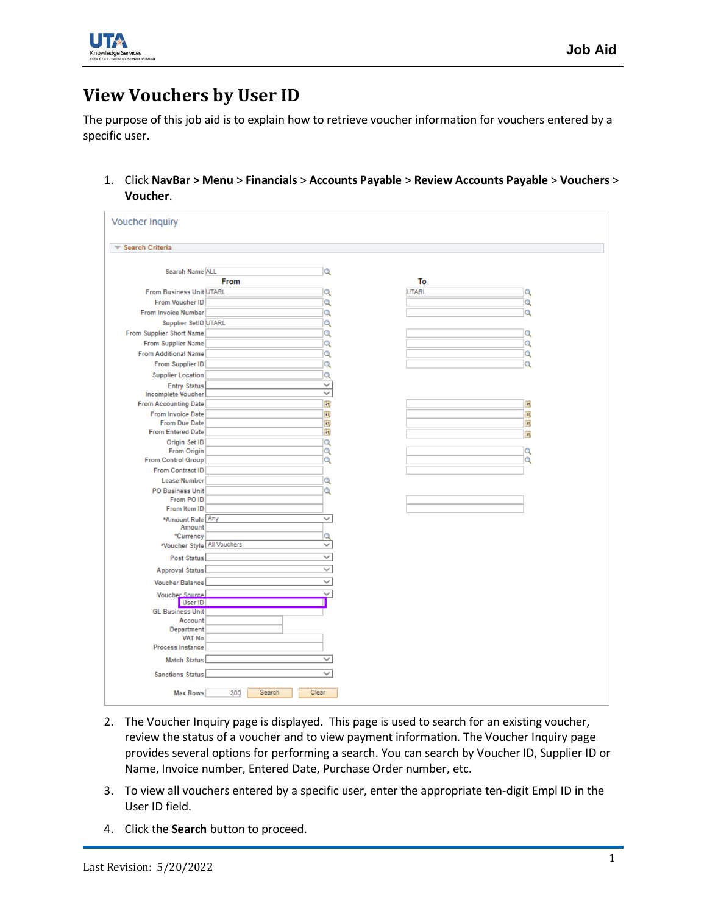# View Vouchers by User ID

The purpose of this job aid is to explain how to retrieve voucher information for vouchers entered by a specific user.

1. Click **NavBar > Menu** > **Financials** > **Accounts Payable** > **Review Accounts Payable** > **Vouchers** > **Voucher**.

2. The Voucher Inquiry page is displayed. This page is used to search for an existing voucher, review the status of a voucher and to view payment information. The Voucher Inquiry page provides several options for performing a search. You can search by Voucher ID, Supplier ID or Name, Invoice number, Entered Date, Purchase Order number, etc.

3. To view all vouchers entered by a specific user, enter the appropriate ten-digit Empl ID in the User ID field.

4. Click the **Search** button to proceed.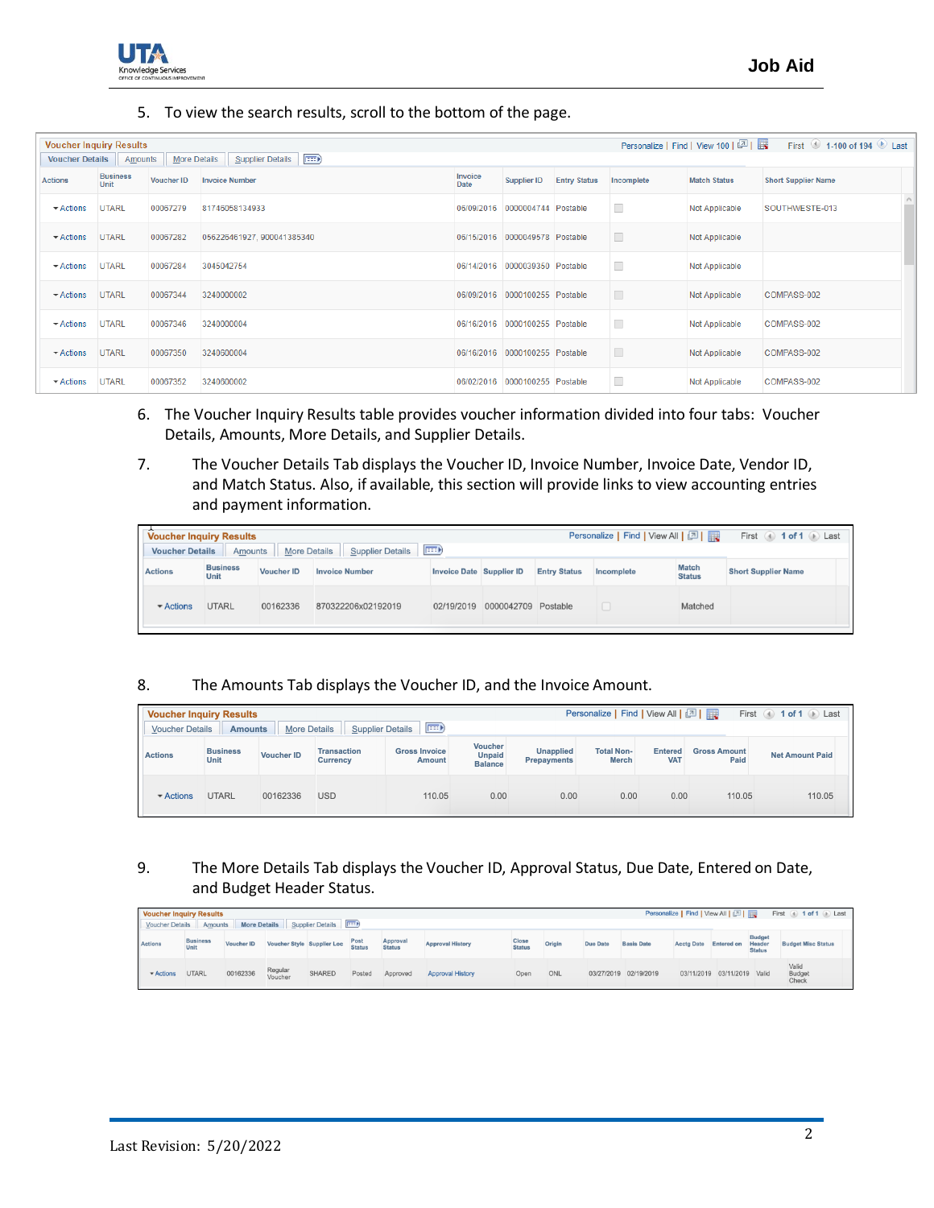5. To view the search results, scroll to the bottom of the page.

**Voucher Inquiry Results** — Voucher Details | Amounts | More Details | Supplier Details — Personalize | Find | View 100 | First 1-100 of 194 Last

| Actions | Business Unit | Voucher ID | Invoice Number | Invoice Date | Supplier ID | Entry Status | Incomplete | Match Status | Short Supplier Name |
|---|---|---|---|---|---|---|---|---|---|
| Actions | UTARL | 00067279 | 81746058134933 | 06/09/2016 | 0000004744 | Postable | | Not Applicable | SOUTHWESTE-013 |
| Actions | UTARL | 00067282 | 056226461927, 900041385340 | 06/15/2016 | 0000049578 | Postable | | Not Applicable | |
| Actions | UTARL | 00067284 | 3045042754 | 06/14/2016 | 0000039350 | Postable | | Not Applicable | |
| Actions | UTARL | 00067344 | 3240000002 | 06/09/2016 | 0000100255 | Postable | | Not Applicable | COMPASS-002 |
| Actions | UTARL | 00067346 | 3240000004 | 06/16/2016 | 0000100255 | Postable | | Not Applicable | COMPASS-002 |
| Actions | UTARL | 00067350 | 3240600004 | 06/16/2016 | 0000100255 | Postable | | Not Applicable | COMPASS-002 |
| Actions | UTARL | 00067352 | 3240600002 | 06/02/2016 | 0000100255 | Postable | | Not Applicable | COMPASS-002 |

6. The Voucher Inquiry Results table provides voucher information divided into four tabs: Voucher Details, Amounts, More Details, and Supplier Details.

7. The Voucher Details Tab displays the Voucher ID, Invoice Number, Invoice Date, Vendor ID, and Match Status. Also, if available, this section will provide links to view accounting entries and payment information.

**Voucher Inquiry Results** — Voucher Details | Amounts | More Details | Supplier Details — Personalize | Find | View All | First 1 of 1 Last

| Actions | Business Unit | Voucher ID | Invoice Number | Invoice Date | Supplier ID | Entry Status | Incomplete | Match Status | Short Supplier Name |
|---|---|---|---|---|---|---|---|---|---|
| Actions | UTARL | 00162336 | 870322206x02192019 | 02/19/2019 | 0000042709 | Postable | | Matched | |

8. The Amounts Tab displays the Voucher ID, and the Invoice Amount.

**Voucher Inquiry Results** — Voucher Details | Amounts | More Details | Supplier Details — Personalize | Find | View All | First 1 of 1 Last

| Actions | Business Unit | Voucher ID | Transaction Currency | Gross Invoice Amount | Voucher Unpaid Balance | Unapplied Prepayments | Total Non-Merch | Entered VAT | Gross Amount Paid | Net Amount Paid |
|---|---|---|---|---|---|---|---|---|---|---|
| Actions | UTARL | 00162336 | USD | 110.05 | 0.00 | 0.00 | 0.00 | 0.00 | 110.05 | 110.05 |

9. The More Details Tab displays the Voucher ID, Approval Status, Due Date, Entered on Date, and Budget Header Status.

**Voucher Inquiry Results** — Voucher Details | Amounts | More Details | Supplier Details — Personalize | Find | View All | First 1 of 1 Last

| Actions | Business Unit | Voucher ID | Voucher Style | Supplier Loc | Post Status | Approval Status | Approval History | Close Status | Origin | Due Date | Basis Date | Acctg Date | Entered on | Budget Header Status | Budget Misc Status |
|---|---|---|---|---|---|---|---|---|---|---|---|---|---|---|---|
| Actions | UTARL | 00162336 | Regular Voucher | SHARED | Posted | Approved | Approval History | Open | ONL | 03/27/2019 | 02/19/2019 | 03/11/2019 | 03/11/2019 | Valid | Valid Budget Check |

Last Revision: 5/20/2022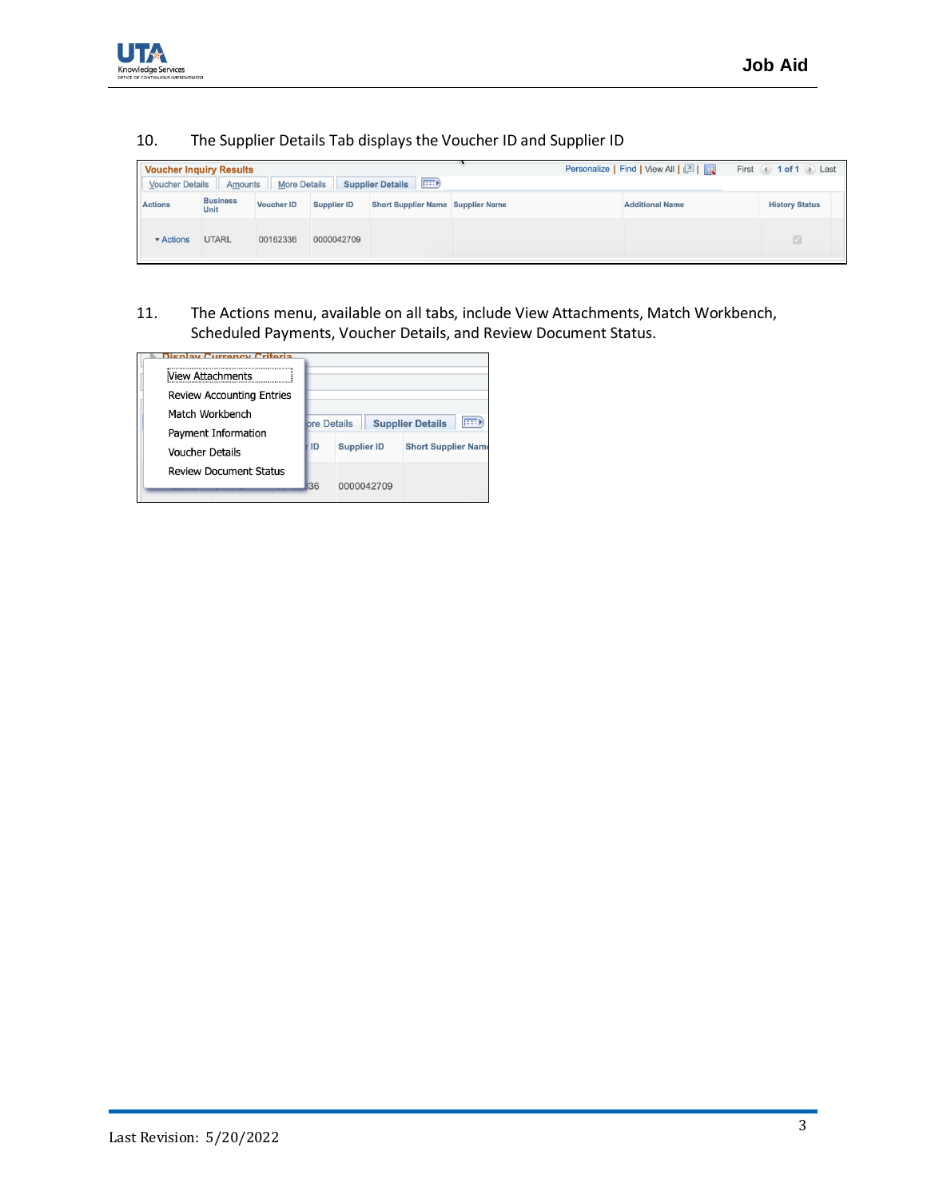10. The Supplier Details Tab displays the Voucher ID and Supplier ID

Voucher Inquiry Results

Voucher Details | Amounts | More Details | Supplier Details

Personalize | Find | View All | First 1 of 1 Last

| Actions | Business Unit | Voucher ID | Supplier ID | Short Supplier Name | Supplier Name | Additional Name | History Status |
|---|---|---|---|---|---|---|---|
| Actions | UTARL | 00162336 | 0000042709 | | | | |

11. The Actions menu, available on all tabs, include View Attachments, Match Workbench, Scheduled Payments, Voucher Details, and Review Document Status.

- View Attachments
- Review Accounting Entries
- Match Workbench
- Payment Information
- Voucher Details
- Review Document Status